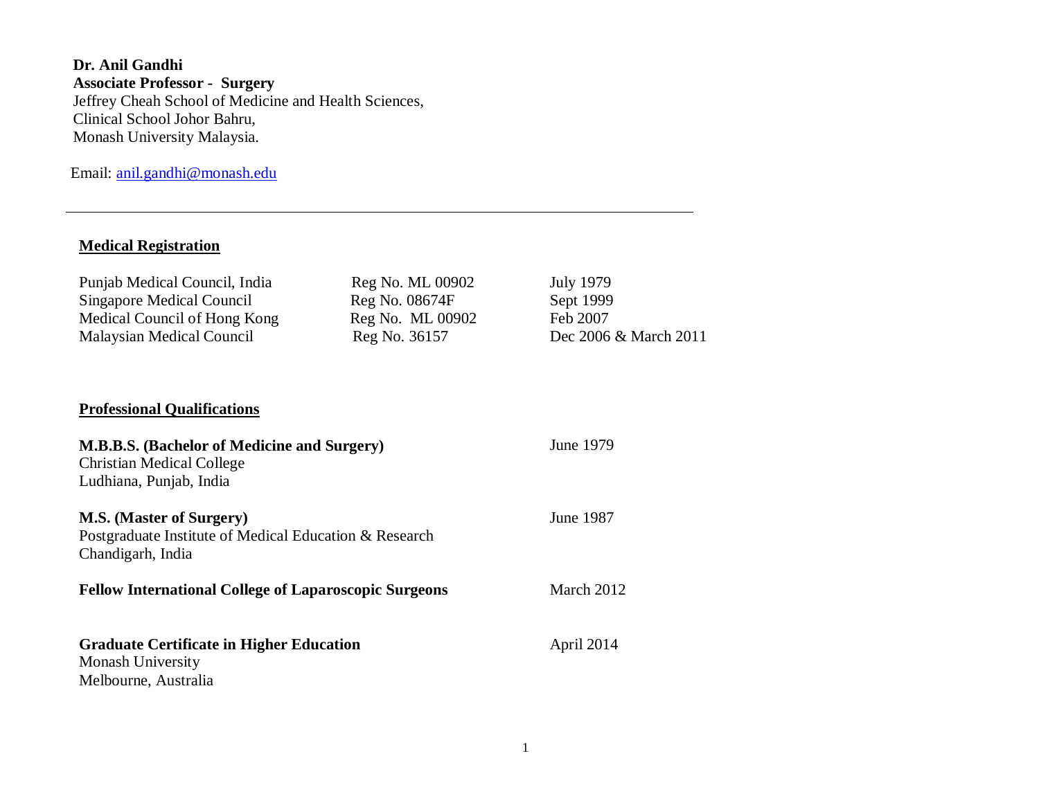**Dr. Anil Gandhi**
**Associate Professor - Surgery**
Jeffrey Cheah School of Medicine and Health Sciences,
Clinical School Johor Bahru,
Monash University Malaysia.

Email: anil.gandhi@monash.edu

---

## Medical Registration

| | | |
|---|---|---|
| Punjab Medical Council, India | Reg No. ML 00902 | July 1979 |
| Singapore Medical Council | Reg No. 08674F | Sept 1999 |
| Medical Council of Hong Kong | Reg No. ML 00902 | Feb 2007 |
| Malaysian Medical Council | Reg No. 36157 | Dec 2006 & March 2011 |

## Professional Qualifications

**M.B.B.S. (Bachelor of Medicine and Surgery)** — June 1979
Christian Medical College
Ludhiana, Punjab, India

**M.S. (Master of Surgery)** — June 1987
Postgraduate Institute of Medical Education & Research
Chandigarh, India

**Fellow International College of Laparoscopic Surgeons** — March 2012

**Graduate Certificate in Higher Education** — April 2014
Monash University
Melbourne, Australia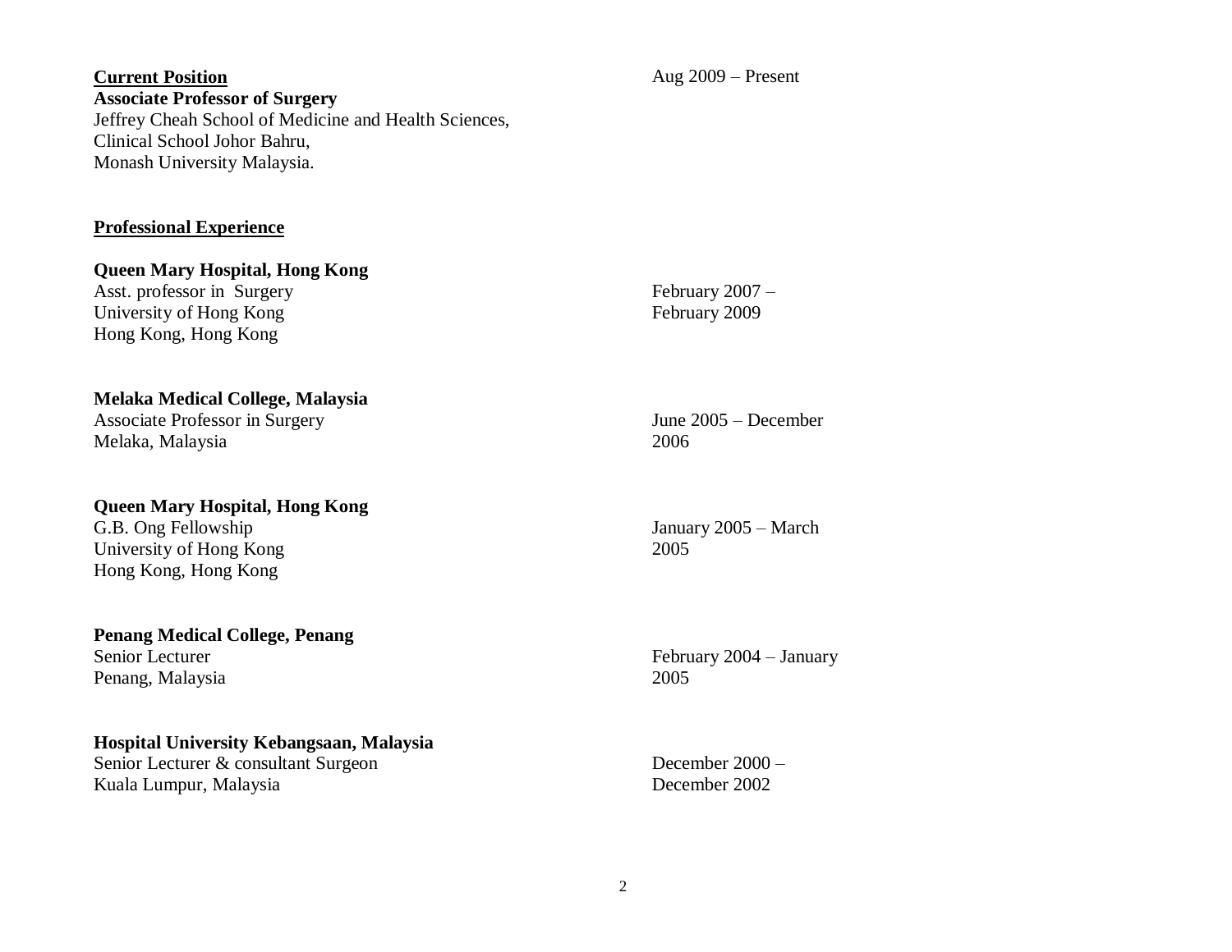**Current Position** — Aug 2009 – Present

**Associate Professor of Surgery**
Jeffrey Cheah School of Medicine and Health Sciences,
Clinical School Johor Bahru,
Monash University Malaysia.

**Professional Experience**

**Queen Mary Hospital, Hong Kong**
Asst. professor in Surgery — February 2007 – February 2009
University of Hong Kong
Hong Kong, Hong Kong

**Melaka Medical College, Malaysia**
Associate Professor in Surgery — June 2005 – December 2006
Melaka, Malaysia

**Queen Mary Hospital, Hong Kong**
G.B. Ong Fellowship — January 2005 – March 2005
University of Hong Kong
Hong Kong, Hong Kong

**Penang Medical College, Penang**
Senior Lecturer — February 2004 – January 2005
Penang, Malaysia

**Hospital University Kebangsaan, Malaysia**
Senior Lecturer & consultant Surgeon — December 2000 – December 2002
Kuala Lumpur, Malaysia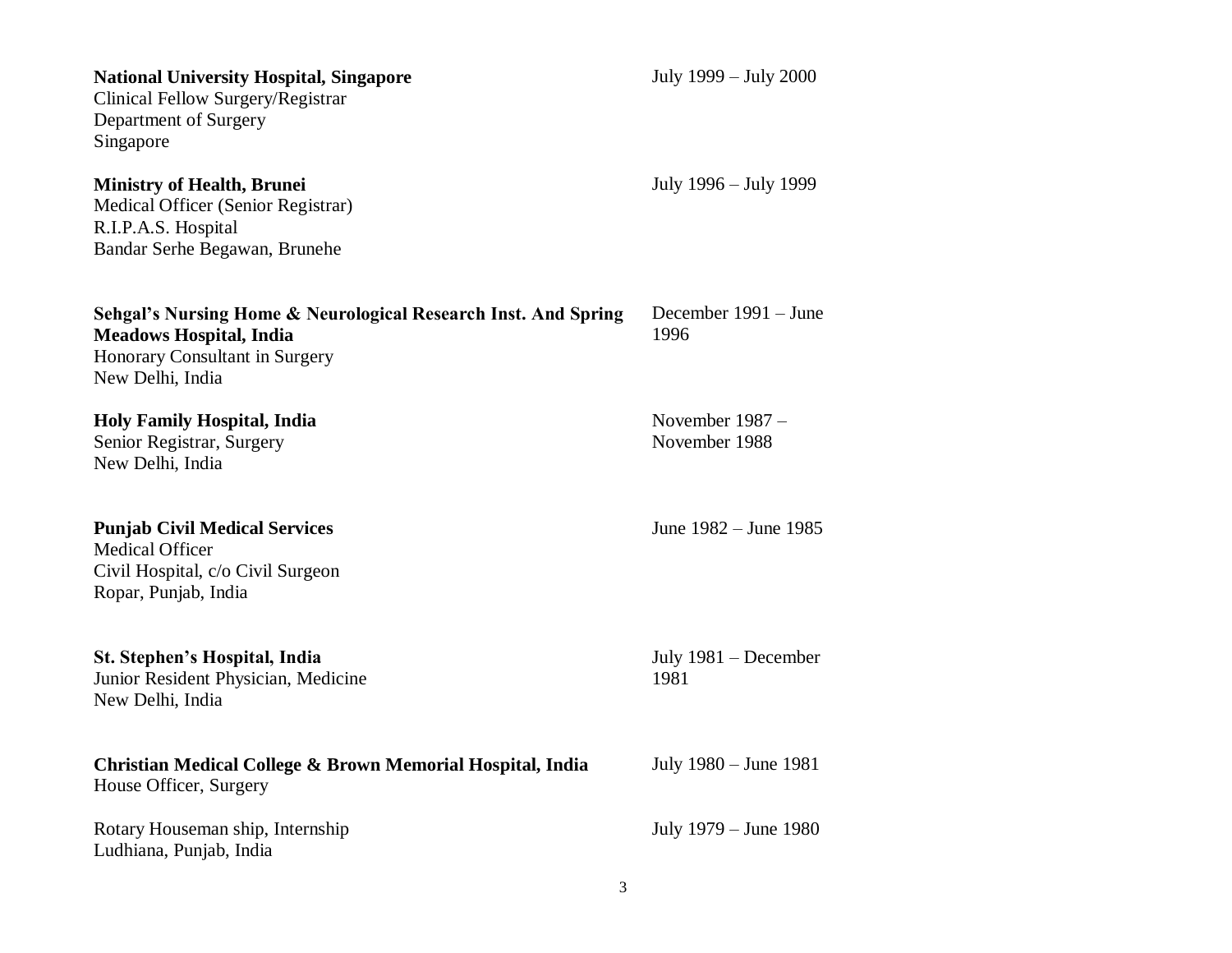**National University Hospital, Singapore** July 1999 – July 2000
Clinical Fellow Surgery/Registrar
Department of Surgery
Singapore

**Ministry of Health, Brunei** July 1996 – July 1999
Medical Officer (Senior Registrar)
R.I.P.A.S. Hospital
Bandar Serhe Begawan, Brunehe

**Sehgal's Nursing Home & Neurological Research Inst. And Spring Meadows Hospital, India** December 1991 – June 1996
Honorary Consultant in Surgery
New Delhi, India

**Holy Family Hospital, India** November 1987 – November 1988
Senior Registrar, Surgery
New Delhi, India

**Punjab Civil Medical Services** June 1982 – June 1985
Medical Officer
Civil Hospital, c/o Civil Surgeon
Ropar, Punjab, India

**St. Stephen's Hospital, India** July 1981 – December 1981
Junior Resident Physician, Medicine
New Delhi, India

**Christian Medical College & Brown Memorial Hospital, India** July 1980 – June 1981
House Officer, Surgery

Rotary Houseman ship, Internship July 1979 – June 1980
Ludhiana, Punjab, India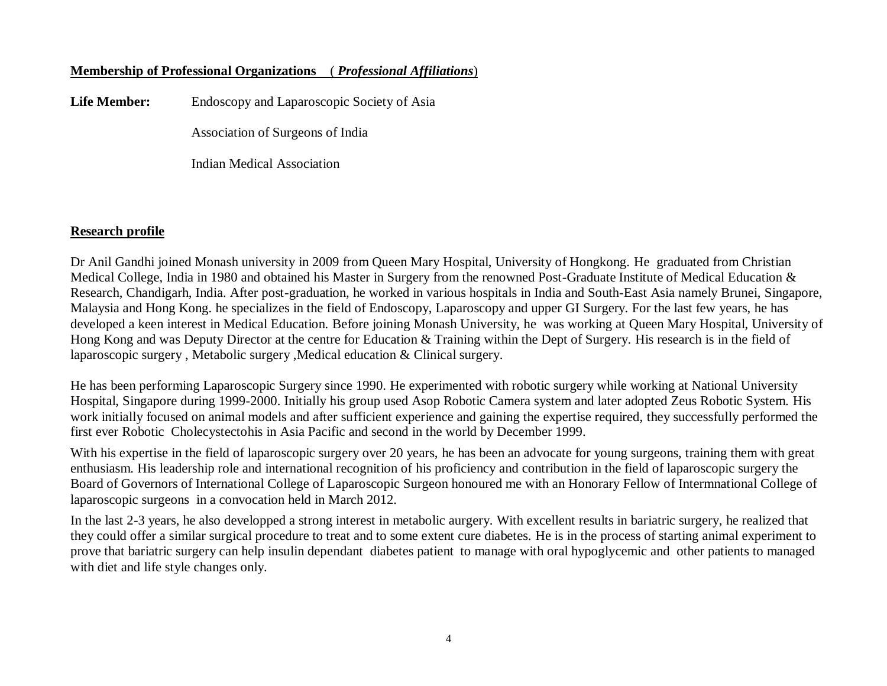**Membership of Professional Organizations** ( ***Professional Affiliations***)

**Life Member:** Endoscopy and Laparoscopic Society of Asia

Association of Surgeons of India

Indian Medical Association

**Research profile**

Dr Anil Gandhi joined Monash university in 2009 from Queen Mary Hospital, University of Hongkong. He graduated from Christian Medical College, India in 1980 and obtained his Master in Surgery from the renowned Post-Graduate Institute of Medical Education & Research, Chandigarh, India. After post-graduation, he worked in various hospitals in India and South-East Asia namely Brunei, Singapore, Malaysia and Hong Kong. he specializes in the field of Endoscopy, Laparoscopy and upper GI Surgery. For the last few years, he has developed a keen interest in Medical Education. Before joining Monash University, he was working at Queen Mary Hospital, University of Hong Kong and was Deputy Director at the centre for Education & Training within the Dept of Surgery. His research is in the field of laparoscopic surgery , Metabolic surgery ,Medical education & Clinical surgery.

He has been performing Laparoscopic Surgery since 1990. He experimented with robotic surgery while working at National University Hospital, Singapore during 1999-2000. Initially his group used Asop Robotic Camera system and later adopted Zeus Robotic System. His work initially focused on animal models and after sufficient experience and gaining the expertise required, they successfully performed the first ever Robotic Cholecystectohis in Asia Pacific and second in the world by December 1999.

With his expertise in the field of laparoscopic surgery over 20 years, he has been an advocate for young surgeons, training them with great enthusiasm. His leadership role and international recognition of his proficiency and contribution in the field of laparoscopic surgery the Board of Governors of International College of Laparoscopic Surgeon honoured me with an Honorary Fellow of Intermnational College of laparoscopic surgeons in a convocation held in March 2012.

In the last 2-3 years, he also developped a strong interest in metabolic aurgery. With excellent results in bariatric surgery, he realized that they could offer a similar surgical procedure to treat and to some extent cure diabetes. He is in the process of starting animal experiment to prove that bariatric surgery can help insulin dependant diabetes patient to manage with oral hypoglycemic and other patients to managed with diet and life style changes only.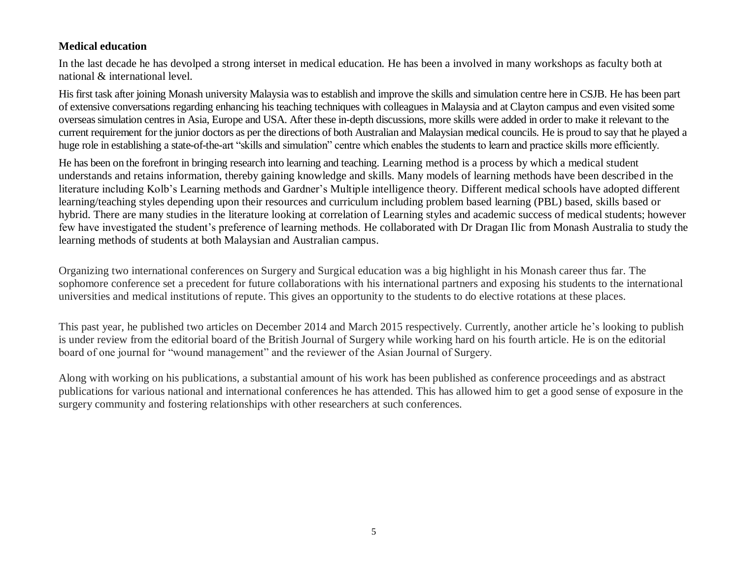**Medical education**

In the last decade he has devolped a strong interset in medical education. He has been a involved in many workshops as faculty both at national & international level.

His first task after joining Monash university Malaysia was to establish and improve the skills and simulation centre here in CSJB. He has been part of extensive conversations regarding enhancing his teaching techniques with colleagues in Malaysia and at Clayton campus and even visited some overseas simulation centres in Asia, Europe and USA. After these in-depth discussions, more skills were added in order to make it relevant to the current requirement for the junior doctors as per the directions of both Australian and Malaysian medical councils. He is proud to say that he played a huge role in establishing a state-of-the-art "skills and simulation" centre which enables the students to learn and practice skills more efficiently.

He has been on the forefront in bringing research into learning and teaching. Learning method is a process by which a medical student understands and retains information, thereby gaining knowledge and skills. Many models of learning methods have been described in the literature including Kolb's Learning methods and Gardner's Multiple intelligence theory. Different medical schools have adopted different learning/teaching styles depending upon their resources and curriculum including problem based learning (PBL) based, skills based or hybrid. There are many studies in the literature looking at correlation of Learning styles and academic success of medical students; however few have investigated the student's preference of learning methods. He collaborated with Dr Dragan Ilic from Monash Australia to study the learning methods of students at both Malaysian and Australian campus.

Organizing two international conferences on Surgery and Surgical education was a big highlight in his Monash career thus far. The sophomore conference set a precedent for future collaborations with his international partners and exposing his students to the international universities and medical institutions of repute. This gives an opportunity to the students to do elective rotations at these places.

This past year, he published two articles on December 2014 and March 2015 respectively. Currently, another article he's looking to publish is under review from the editorial board of the British Journal of Surgery while working hard on his fourth article. He is on the editorial board of one journal for "wound management" and the reviewer of the Asian Journal of Surgery.

Along with working on his publications, a substantial amount of his work has been published as conference proceedings and as abstract publications for various national and international conferences he has attended. This has allowed him to get a good sense of exposure in the surgery community and fostering relationships with other researchers at such conferences.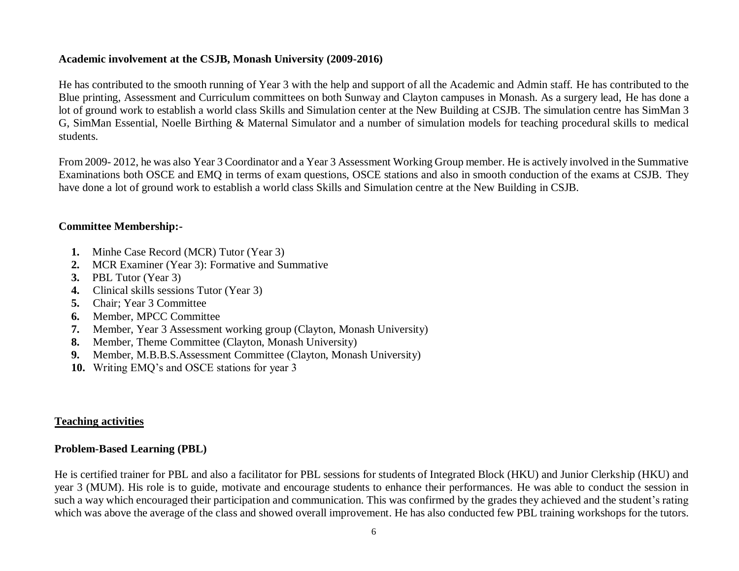### Academic involvement at the CSJB, Monash University (2009-2016)

He has contributed to the smooth running of Year 3 with the help and support of all the Academic and Admin staff. He has contributed to the Blue printing, Assessment and Curriculum committees on both Sunway and Clayton campuses in Monash. As a surgery lead, He has done a lot of ground work to establish a world class Skills and Simulation center at the New Building at CSJB. The simulation centre has SimMan 3 G, SimMan Essential, Noelle Birthing & Maternal Simulator and a number of simulation models for teaching procedural skills to medical students.

From 2009- 2012, he was also Year 3 Coordinator and a Year 3 Assessment Working Group member. He is actively involved in the Summative Examinations both OSCE and EMQ in terms of exam questions, OSCE stations and also in smooth conduction of the exams at CSJB. They have done a lot of ground work to establish a world class Skills and Simulation centre at the New Building in CSJB.

### Committee Membership:-

1. Minhe Case Record (MCR) Tutor (Year 3)
2. MCR Examiner (Year 3): Formative and Summative
3. PBL Tutor (Year 3)
4. Clinical skills sessions Tutor (Year 3)
5. Chair; Year 3 Committee
6. Member, MPCC Committee
7. Member, Year 3 Assessment working group (Clayton, Monash University)
8. Member, Theme Committee (Clayton, Monash University)
9. Member, M.B.B.S.Assessment Committee (Clayton, Monash University)
10. Writing EMQ's and OSCE stations for year 3

## Teaching activities

### Problem-Based Learning (PBL)

He is certified trainer for PBL and also a facilitator for PBL sessions for students of Integrated Block (HKU) and Junior Clerkship (HKU) and year 3 (MUM). His role is to guide, motivate and encourage students to enhance their performances. He was able to conduct the session in such a way which encouraged their participation and communication. This was confirmed by the grades they achieved and the student's rating which was above the average of the class and showed overall improvement. He has also conducted few PBL training workshops for the tutors.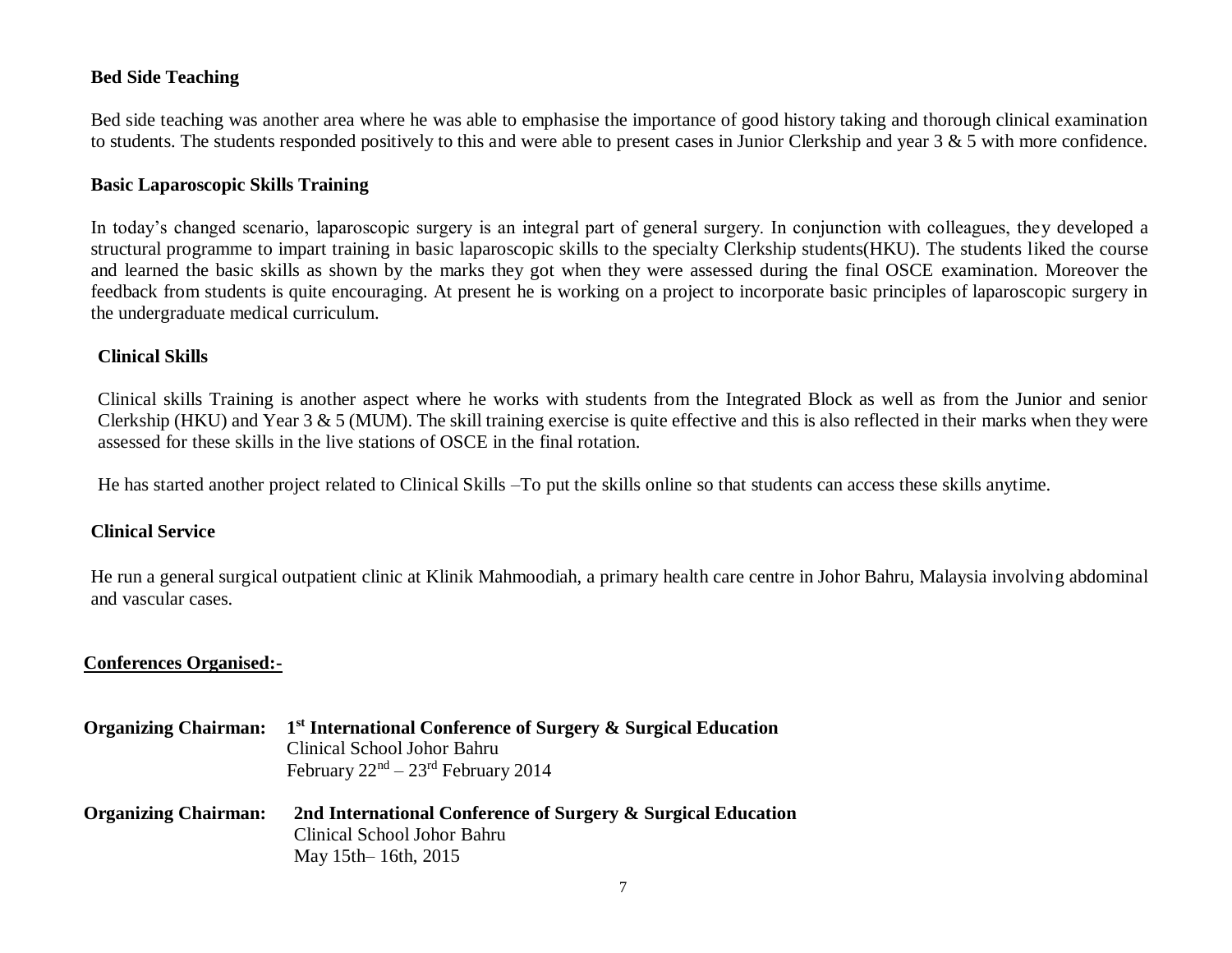**Bed Side Teaching**

Bed side teaching was another area where he was able to emphasise the importance of good history taking and thorough clinical examination to students. The students responded positively to this and were able to present cases in Junior Clerkship and year 3 & 5 with more confidence.

**Basic Laparoscopic Skills Training**

In today's changed scenario, laparoscopic surgery is an integral part of general surgery. In conjunction with colleagues, they developed a structural programme to impart training in basic laparoscopic skills to the specialty Clerkship students(HKU). The students liked the course and learned the basic skills as shown by the marks they got when they were assessed during the final OSCE examination. Moreover the feedback from students is quite encouraging. At present he is working on a project to incorporate basic principles of laparoscopic surgery in the undergraduate medical curriculum.

**Clinical Skills**

Clinical skills Training is another aspect where he works with students from the Integrated Block as well as from the Junior and senior Clerkship (HKU) and Year 3 & 5 (MUM). The skill training exercise is quite effective and this is also reflected in their marks when they were assessed for these skills in the live stations of OSCE in the final rotation.

He has started another project related to Clinical Skills –To put the skills online so that students can access these skills anytime.

**Clinical Service**

He run a general surgical outpatient clinic at Klinik Mahmoodiah, a primary health care centre in Johor Bahru, Malaysia involving abdominal and vascular cases.

**Conferences Organised:-**

**Organizing Chairman:** **1st International Conference of Surgery & Surgical Education**
Clinical School Johor Bahru
February 22nd – 23rd February 2014

**Organizing Chairman:** **2nd International Conference of Surgery & Surgical Education**
Clinical School Johor Bahru
May 15th– 16th, 2015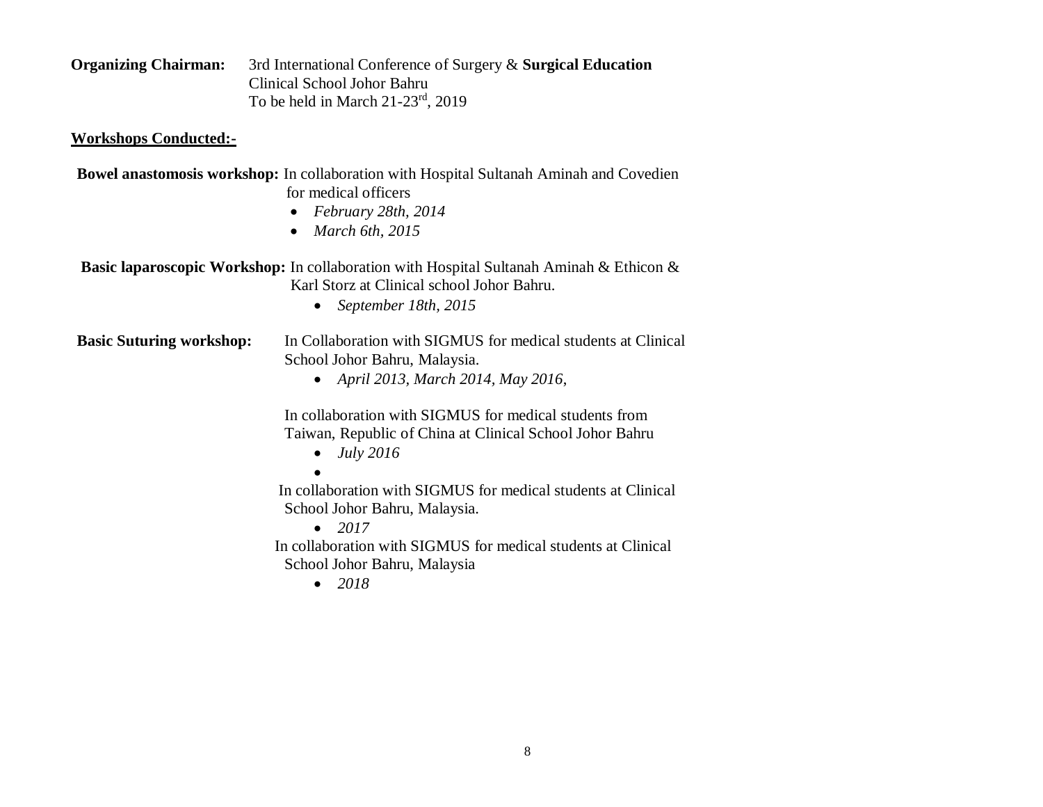**Organizing Chairman:** 3rd International Conference of Surgery & **Surgical Education**
Clinical School Johor Bahru
To be held in March 21-23rd, 2019

**Workshops Conducted:-**

**Bowel anastomosis workshop:** In collaboration with Hospital Sultanah Aminah and Covedien for medical officers

- *February 28th, 2014*
- *March 6th, 2015*

**Basic laparoscopic Workshop:** In collaboration with Hospital Sultanah Aminah & Ethicon & Karl Storz at Clinical school Johor Bahru.

- *September 18th, 2015*

**Basic Suturing workshop:** In Collaboration with SIGMUS for medical students at Clinical School Johor Bahru, Malaysia.

- *April 2013, March 2014, May 2016,*

In collaboration with SIGMUS for medical students from Taiwan, Republic of China at Clinical School Johor Bahru

- *July 2016*

In collaboration with SIGMUS for medical students at Clinical School Johor Bahru, Malaysia.

- *2017*

In collaboration with SIGMUS for medical students at Clinical School Johor Bahru, Malaysia

- *2018*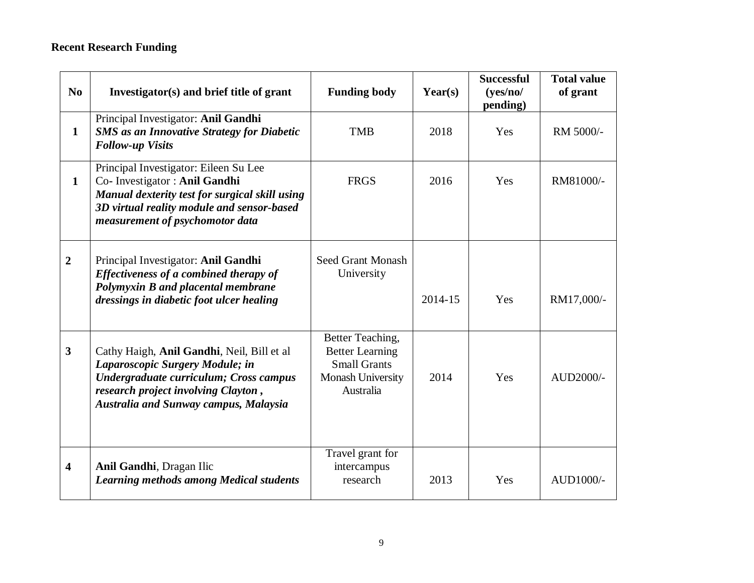**Recent Research Funding**

| No | Investigator(s) and brief title of grant | Funding body | Year(s) | Successful (yes/no/ pending) | Total value of grant |
|---|---|---|---|---|---|
| **1** | Principal Investigator: **Anil Gandhi** ***SMS as an Innovative Strategy for Diabetic Follow-up Visits*** | TMB | 2018 | Yes | RM 5000/- |
| **1** | Principal Investigator: Eileen Su Lee Co- Investigator : **Anil Gandhi** ***Manual dexterity test for surgical skill using 3D virtual reality module and sensor-based measurement of psychomotor data*** | FRGS | 2016 | Yes | RM81000/- |
| **2** | Principal Investigator: **Anil Gandhi** ***Effectiveness of a combined therapy of Polymyxin B and placental membrane dressings in diabetic foot ulcer healing*** | Seed Grant Monash University | 2014-15 | Yes | RM17,000/- |
| **3** | Cathy Haigh, **Anil Gandhi**, Neil, Bill et al ***Laparoscopic Surgery Module; in Undergraduate curriculum; Cross campus research project involving Clayton , Australia and Sunway campus, Malaysia*** | Better Teaching, Better Learning Small Grants Monash University Australia | 2014 | Yes | AUD2000/- |
| **4** | **Anil Gandhi**, Dragan Ilic ***Learning methods among Medical students*** | Travel grant for intercampus research | 2013 | Yes | AUD1000/- |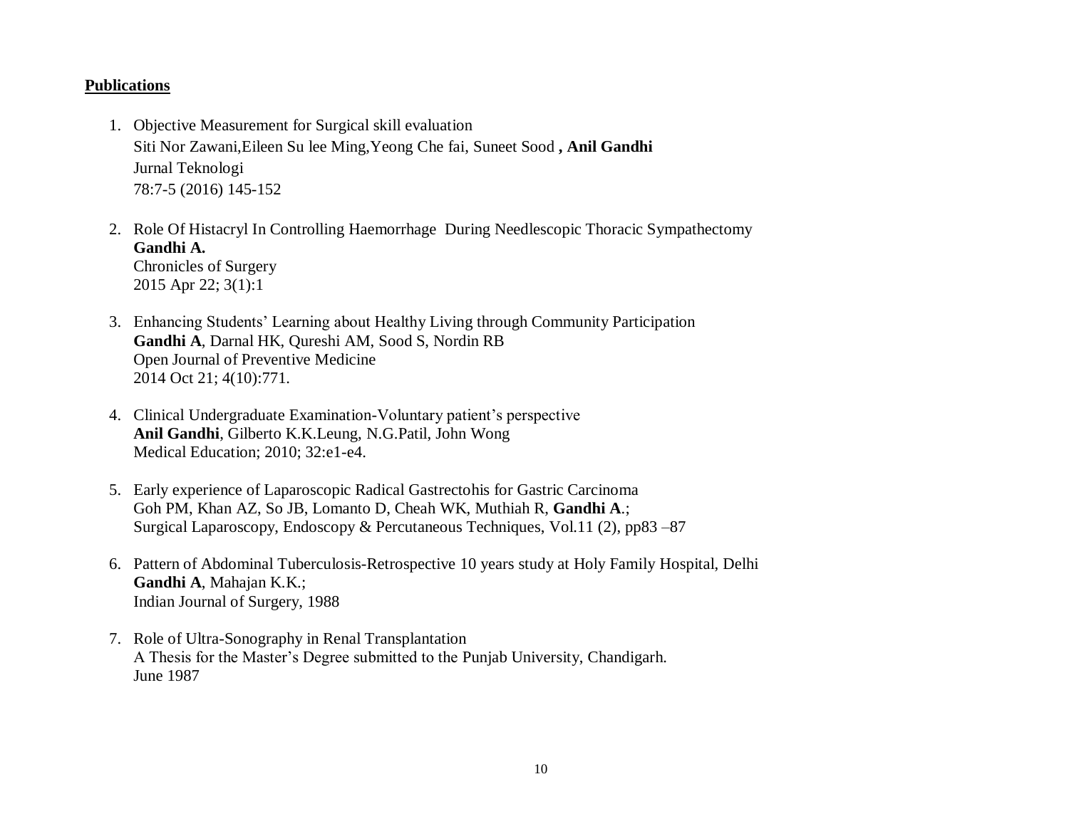**<u>Publications</u>**

1. Objective Measurement for Surgical skill evaluation
   Siti Nor Zawani,Eileen Su lee Ming,Yeong Che fai, Suneet Sood **, Anil Gandhi**
   Jurnal Teknologi
   78:7-5 (2016) 145-152

2. Role Of Histacryl In Controlling Haemorrhage During Needlescopic Thoracic Sympathectomy
   **Gandhi A.**
   Chronicles of Surgery
   2015 Apr 22; 3(1):1

3. Enhancing Students' Learning about Healthy Living through Community Participation
   **Gandhi A**, Darnal HK, Qureshi AM, Sood S, Nordin RB
   Open Journal of Preventive Medicine
   2014 Oct 21; 4(10):771.

4. Clinical Undergraduate Examination-Voluntary patient's perspective
   **Anil Gandhi**, Gilberto K.K.Leung, N.G.Patil, John Wong
   Medical Education; 2010; 32:e1-e4.

5. Early experience of Laparoscopic Radical Gastrectohis for Gastric Carcinoma
   Goh PM, Khan AZ, So JB, Lomanto D, Cheah WK, Muthiah R, **Gandhi A**.;
   Surgical Laparoscopy, Endoscopy & Percutaneous Techniques, Vol.11 (2), pp83 –87

6. Pattern of Abdominal Tuberculosis-Retrospective 10 years study at Holy Family Hospital, Delhi
   **Gandhi A**, Mahajan K.K.;
   Indian Journal of Surgery, 1988

7. Role of Ultra-Sonography in Renal Transplantation
   A Thesis for the Master's Degree submitted to the Punjab University, Chandigarh.
   June 1987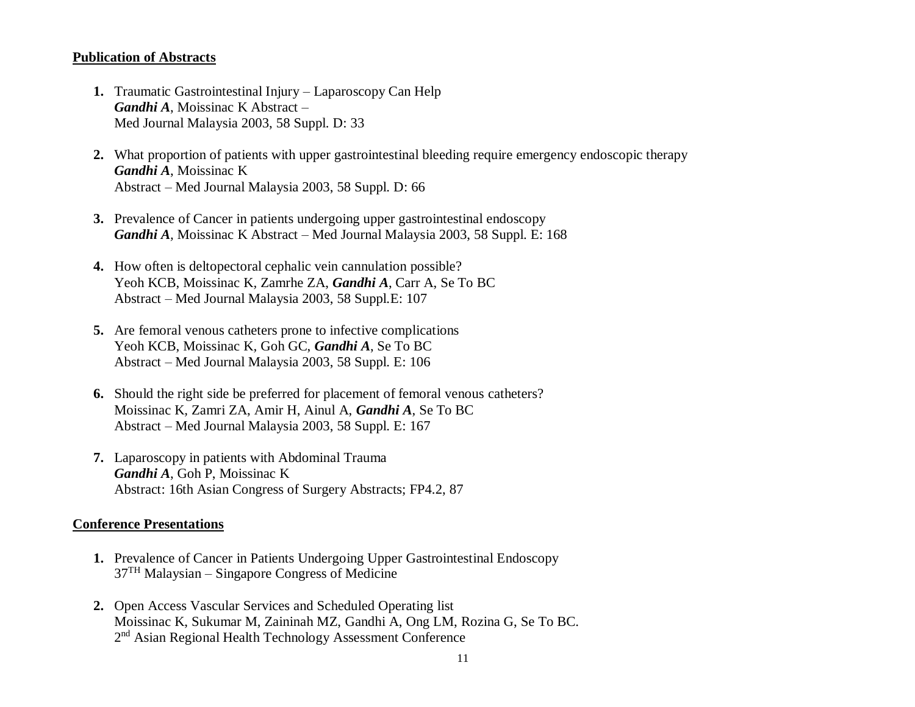**Publication of Abstracts**

1. Traumatic Gastrointestinal Injury – Laparoscopy Can Help
   ***Gandhi A***, Moissinac K Abstract –
   Med Journal Malaysia 2003, 58 Suppl. D: 33

2. What proportion of patients with upper gastrointestinal bleeding require emergency endoscopic therapy
   ***Gandhi A***, Moissinac K
   Abstract – Med Journal Malaysia 2003, 58 Suppl. D: 66

3. Prevalence of Cancer in patients undergoing upper gastrointestinal endoscopy
   ***Gandhi A***, Moissinac K Abstract – Med Journal Malaysia 2003, 58 Suppl. E: 168

4. How often is deltopectoral cephalic vein cannulation possible?
   Yeoh KCB, Moissinac K, Zamrhe ZA, ***Gandhi A***, Carr A, Se To BC
   Abstract – Med Journal Malaysia 2003, 58 Suppl.E: 107

5. Are femoral venous catheters prone to infective complications
   Yeoh KCB, Moissinac K, Goh GC, ***Gandhi A***, Se To BC
   Abstract – Med Journal Malaysia 2003, 58 Suppl. E: 106

6. Should the right side be preferred for placement of femoral venous catheters?
   Moissinac K, Zamri ZA, Amir H, Ainul A, ***Gandhi A***, Se To BC
   Abstract – Med Journal Malaysia 2003, 58 Suppl. E: 167

7. Laparoscopy in patients with Abdominal Trauma
   ***Gandhi A***, Goh P, Moissinac K
   Abstract: 16th Asian Congress of Surgery Abstracts; FP4.2, 87

**Conference Presentations**

1. Prevalence of Cancer in Patients Undergoing Upper Gastrointestinal Endoscopy
   37TH Malaysian – Singapore Congress of Medicine

2. Open Access Vascular Services and Scheduled Operating list
   Moissinac K, Sukumar M, Zaininah MZ, Gandhi A, Ong LM, Rozina G, Se To BC.
   2nd Asian Regional Health Technology Assessment Conference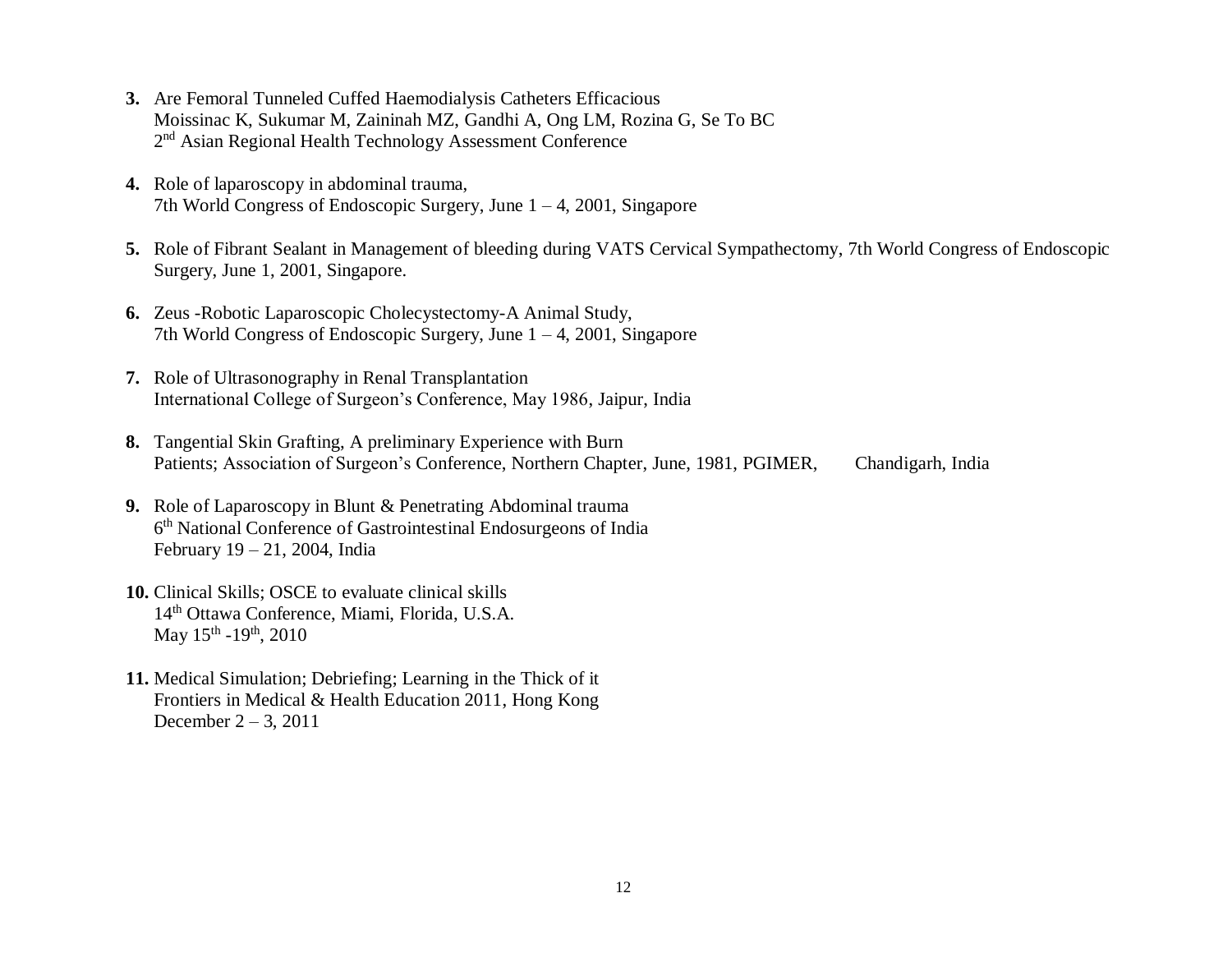3. Are Femoral Tunneled Cuffed Haemodialysis Catheters Efficacious
   Moissinac K, Sukumar M, Zaininah MZ, Gandhi A, Ong LM, Rozina G, Se To BC
   2nd Asian Regional Health Technology Assessment Conference

4. Role of laparoscopy in abdominal trauma,
   7th World Congress of Endoscopic Surgery, June 1 – 4, 2001, Singapore

5. Role of Fibrant Sealant in Management of bleeding during VATS Cervical Sympathectomy, 7th World Congress of Endoscopic Surgery, June 1, 2001, Singapore.

6. Zeus -Robotic Laparoscopic Cholecystectomy-A Animal Study,
   7th World Congress of Endoscopic Surgery, June 1 – 4, 2001, Singapore

7. Role of Ultrasonography in Renal Transplantation
   International College of Surgeon's Conference, May 1986, Jaipur, India

8. Tangential Skin Grafting, A preliminary Experience with Burn
   Patients; Association of Surgeon's Conference, Northern Chapter, June, 1981, PGIMER, Chandigarh, India

9. Role of Laparoscopy in Blunt & Penetrating Abdominal trauma
   6th National Conference of Gastrointestinal Endosurgeons of India
   February 19 – 21, 2004, India

10. Clinical Skills; OSCE to evaluate clinical skills
    14th Ottawa Conference, Miami, Florida, U.S.A.
    May 15th -19th, 2010

11. Medical Simulation; Debriefing; Learning in the Thick of it
    Frontiers in Medical & Health Education 2011, Hong Kong
    December 2 – 3, 2011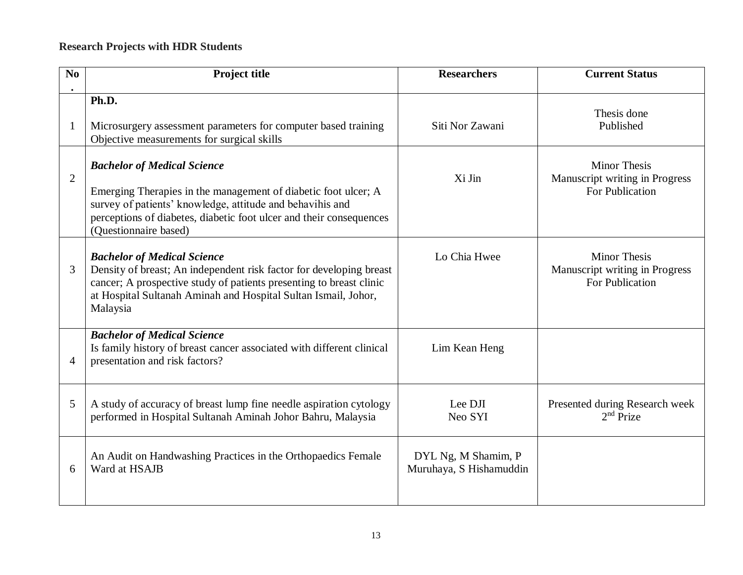**Research Projects with HDR Students**

| No. | Project title | Researchers | Current Status |
|---|---|---|---|
| 1 | **Ph.D.**<br><br>Microsurgery assessment parameters for computer based training Objective measurements for surgical skills | Siti Nor Zawani | Thesis done<br>Published |
| 2 | ***Bachelor of Medical Science***<br><br>Emerging Therapies in the management of diabetic foot ulcer; A survey of patients' knowledge, attitude and behavihis and perceptions of diabetes, diabetic foot ulcer and their consequences (Questionnaire based) | Xi Jin | Minor Thesis<br>Manuscript writing in Progress<br>For Publication |
| 3 | ***Bachelor of Medical Science***<br>Density of breast; An independent risk factor for developing breast cancer; A prospective study of patients presenting to breast clinic at Hospital Sultanah Aminah and Hospital Sultan Ismail, Johor, Malaysia | Lo Chia Hwee | Minor Thesis<br>Manuscript writing in Progress<br>For Publication |
| 4 | ***Bachelor of Medical Science***<br>Is family history of breast cancer associated with different clinical presentation and risk factors? | Lim Kean Heng | |
| 5 | A study of accuracy of breast lump fine needle aspiration cytology performed in Hospital Sultanah Aminah Johor Bahru, Malaysia | Lee DJI<br>Neo SYI | Presented during Research week<br>2nd Prize |
| 6 | An Audit on Handwashing Practices in the Orthopaedics Female Ward at HSAJB | DYL Ng, M Shamim, P Muruhaya, S Hishamuddin | |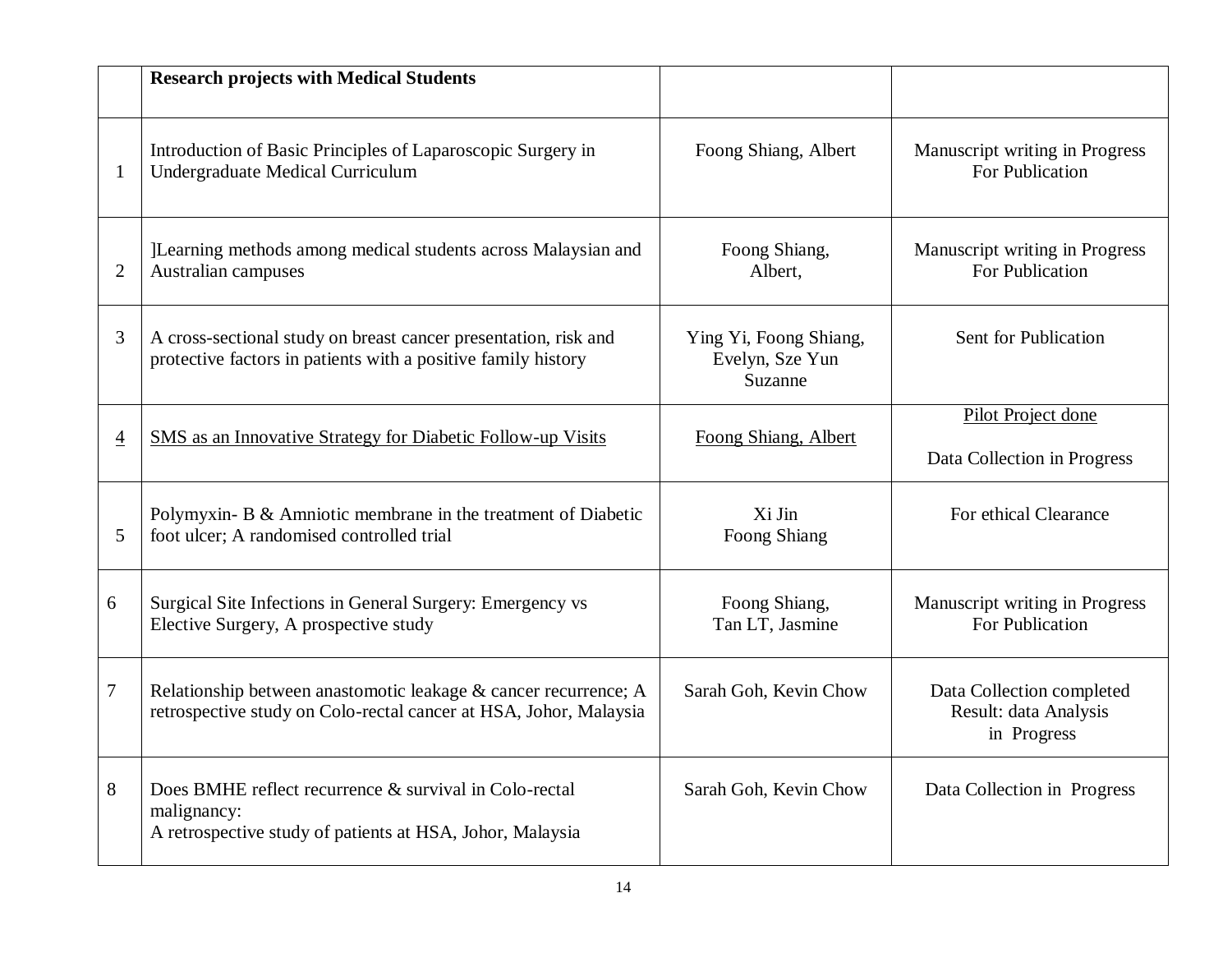| | **Research projects with Medical Students** | | |
|---|---|---|---|
| 1 | Introduction of Basic Principles of Laparoscopic Surgery in Undergraduate Medical Curriculum | Foong Shiang, Albert | Manuscript writing in Progress For Publication |
| 2 | ]Learning methods among medical students across Malaysian and Australian campuses | Foong Shiang, Albert, | Manuscript writing in Progress For Publication |
| 3 | A cross-sectional study on breast cancer presentation, risk and protective factors in patients with a positive family history | Ying Yi, Foong Shiang, Evelyn, Sze Yun Suzanne | Sent for Publication |
| 4 | SMS as an Innovative Strategy for Diabetic Follow-up Visits | Foong Shiang, Albert | Pilot Project done<br><br>Data Collection in Progress |
| 5 | Polymyxin- B & Amniotic membrane in the treatment of Diabetic foot ulcer; A randomised controlled trial | Xi Jin<br>Foong Shiang | For ethical Clearance |
| 6 | Surgical Site Infections in General Surgery: Emergency vs Elective Surgery, A prospective study | Foong Shiang,<br>Tan LT, Jasmine | Manuscript writing in Progress For Publication |
| 7 | Relationship between anastomotic leakage & cancer recurrence; A retrospective study on Colo-rectal cancer at HSA, Johor, Malaysia | Sarah Goh, Kevin Chow | Data Collection completed<br>Result: data Analysis in Progress |
| 8 | Does BMHE reflect recurrence & survival in Colo-rectal malignancy:<br>A retrospective study of patients at HSA, Johor, Malaysia | Sarah Goh, Kevin Chow | Data Collection in Progress |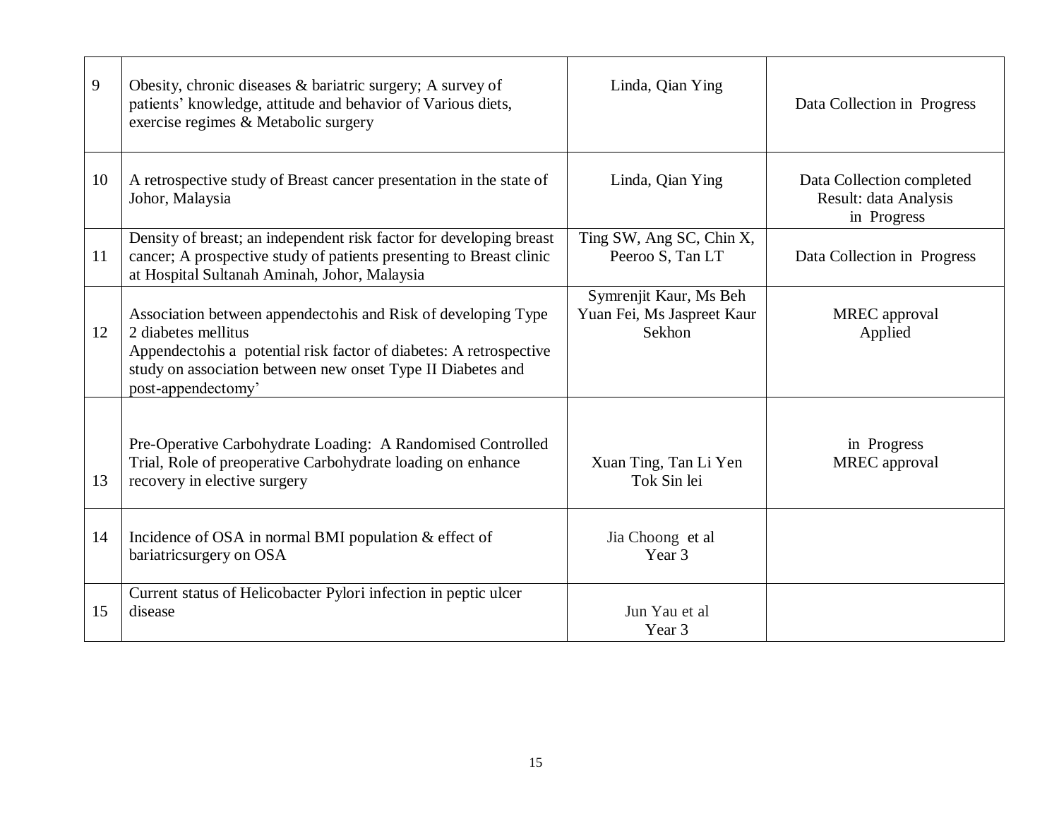| 9 | Obesity, chronic diseases & bariatric surgery; A survey of patients' knowledge, attitude and behavior of Various diets, exercise regimes & Metabolic surgery | Linda, Qian Ying | Data Collection in Progress |
|---|---|---|---|
| 10 | A retrospective study of Breast cancer presentation in the state of Johor, Malaysia | Linda, Qian Ying | Data Collection completed Result: data Analysis in Progress |
| 11 | Density of breast; an independent risk factor for developing breast cancer; A prospective study of patients presenting to Breast clinic at Hospital Sultanah Aminah, Johor, Malaysia | Ting SW, Ang SC, Chin X, Peeroo S, Tan LT | Data Collection in Progress |
| 12 | Association between appendectohis and Risk of developing Type 2 diabetes mellitus<br>Appendectohis a potential risk factor of diabetes: A retrospective study on association between new onset Type II Diabetes and post-appendectomy' | Symrenjit Kaur, Ms Beh Yuan Fei, Ms Jaspreet Kaur Sekhon | MREC approval Applied |
| 13 | Pre-Operative Carbohydrate Loading: A Randomised Controlled Trial, Role of preoperative Carbohydrate loading on enhance recovery in elective surgery | Xuan Ting, Tan Li Yen Tok Sin lei | in Progress MREC approval |
| 14 | Incidence of OSA in normal BMI population & effect of bariatricsurgery on OSA | Jia Choong et al Year 3 | |
| 15 | Current status of Helicobacter Pylori infection in peptic ulcer disease | Jun Yau et al Year 3 | |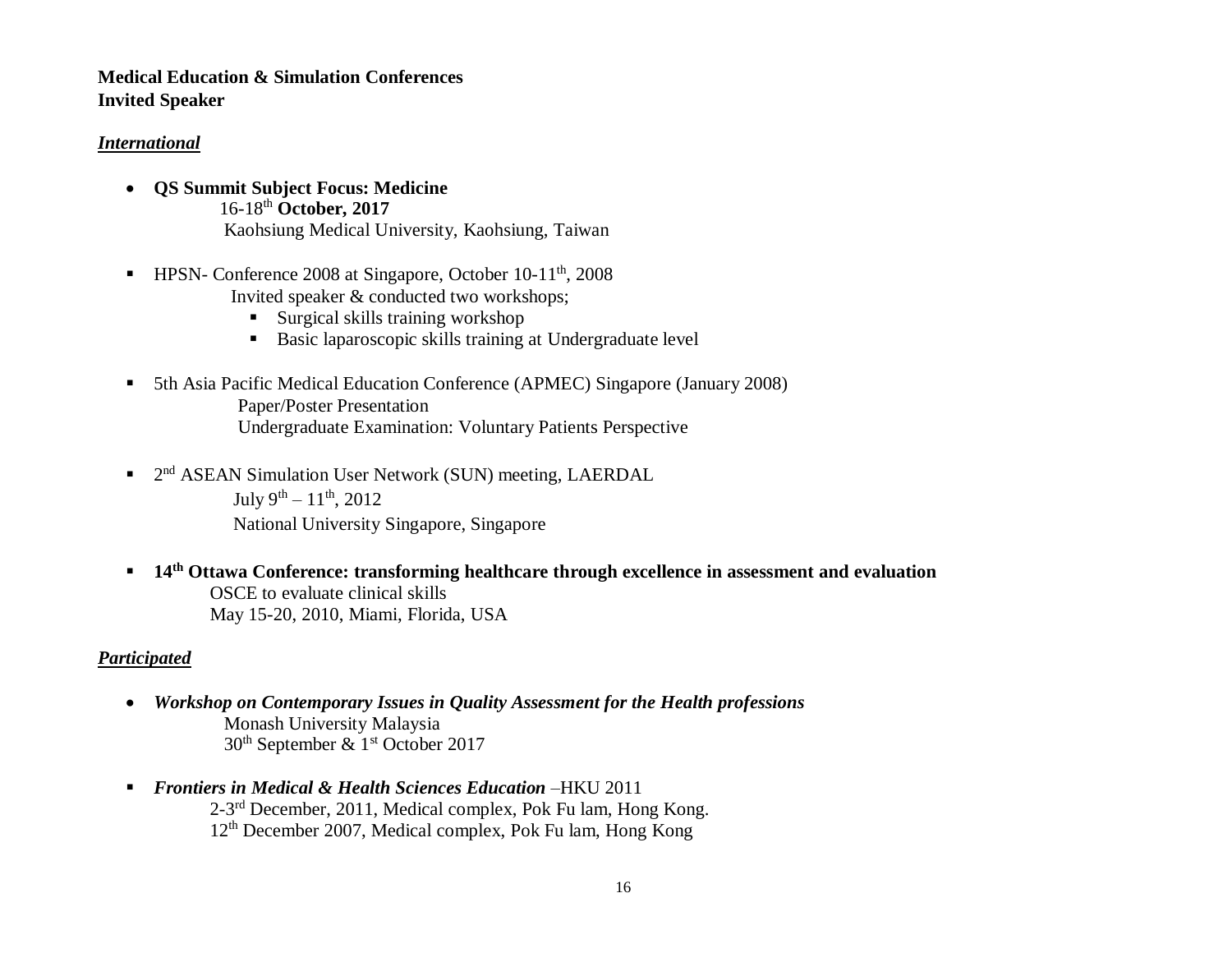**Medical Education & Simulation Conferences**
**Invited Speaker**

***International***

- **QS Summit Subject Focus: Medicine**
  16-18th **October, 2017**
  Kaohsiung Medical University, Kaohsiung, Taiwan

- HPSN- Conference 2008 at Singapore, October 10-11th, 2008
  Invited speaker & conducted two workshops;
  - Surgical skills training workshop
  - Basic laparoscopic skills training at Undergraduate level

- 5th Asia Pacific Medical Education Conference (APMEC) Singapore (January 2008)
  Paper/Poster Presentation
  Undergraduate Examination: Voluntary Patients Perspective

- 2nd ASEAN Simulation User Network (SUN) meeting, LAERDAL
  July 9th – 11th, 2012
  National University Singapore, Singapore

- **14th Ottawa Conference: transforming healthcare through excellence in assessment and evaluation**
  OSCE to evaluate clinical skills
  May 15-20, 2010, Miami, Florida, USA

***Participated***

- ***Workshop on Contemporary Issues in Quality Assessment for the Health professions***
  Monash University Malaysia
  30th September & 1st October 2017

- ***Frontiers in Medical & Health Sciences Education*** –HKU 2011
  2-3rd December, 2011, Medical complex, Pok Fu lam, Hong Kong.
  12th December 2007, Medical complex, Pok Fu lam, Hong Kong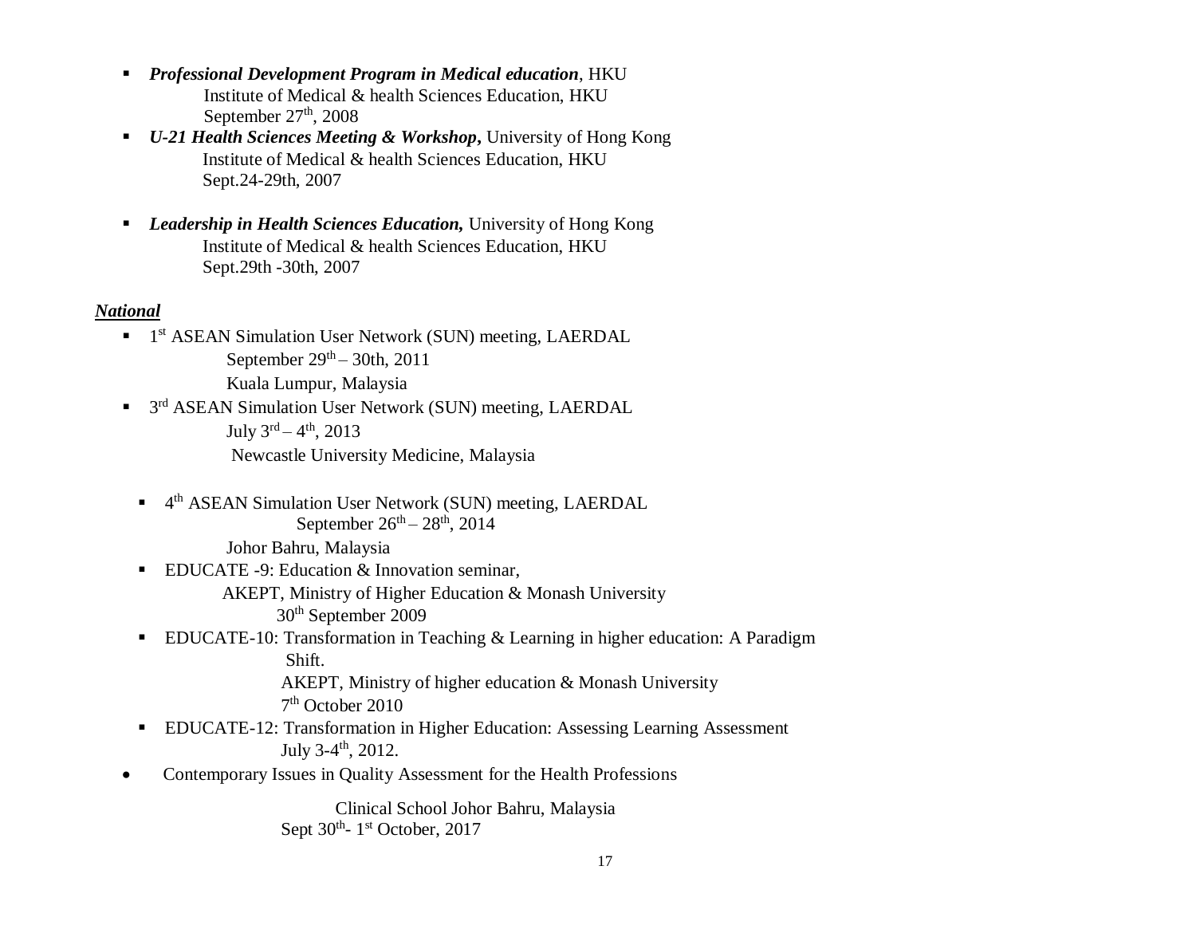- ***Professional Development Program in Medical education***, HKU
  Institute of Medical & health Sciences Education, HKU
  September 27th, 2008
- ***U-21 Health Sciences Meeting & Workshop***, University of Hong Kong
  Institute of Medical & health Sciences Education, HKU
  Sept.24-29th, 2007
- ***Leadership in Health Sciences Education,*** University of Hong Kong
  Institute of Medical & health Sciences Education, HKU
  Sept.29th -30th, 2007

***National***

- 1st ASEAN Simulation User Network (SUN) meeting, LAERDAL
  September 29th – 30th, 2011
  Kuala Lumpur, Malaysia
- 3rd ASEAN Simulation User Network (SUN) meeting, LAERDAL
  July 3rd – 4th, 2013
  Newcastle University Medicine, Malaysia
- 4th ASEAN Simulation User Network (SUN) meeting, LAERDAL
  September 26th – 28th, 2014
  Johor Bahru, Malaysia
- EDUCATE -9: Education & Innovation seminar,
  AKEPT, Ministry of Higher Education & Monash University
  30th September 2009
- EDUCATE-10: Transformation in Teaching & Learning in higher education: A Paradigm Shift.
  AKEPT, Ministry of higher education & Monash University
  7th October 2010
- EDUCATE-12: Transformation in Higher Education: Assessing Learning Assessment
  July 3-4th, 2012.
- Contemporary Issues in Quality Assessment for the Health Professions
  Clinical School Johor Bahru, Malaysia
  Sept 30th- 1st October, 2017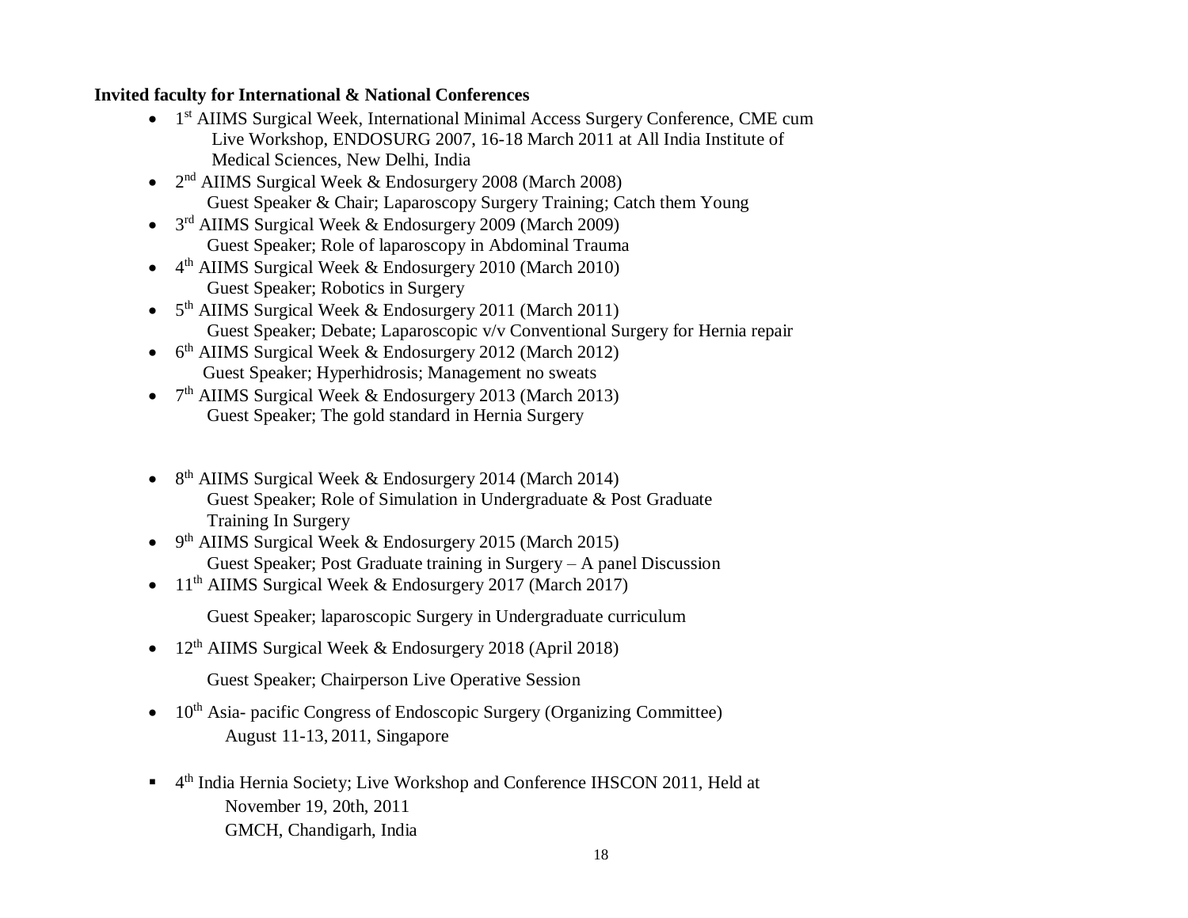**Invited faculty for International & National Conferences**

- 1st AIIMS Surgical Week, International Minimal Access Surgery Conference, CME cum Live Workshop, ENDOSURG 2007, 16-18 March 2011 at All India Institute of Medical Sciences, New Delhi, India
- 2nd AIIMS Surgical Week & Endosurgery 2008 (March 2008)
  Guest Speaker & Chair; Laparoscopy Surgery Training; Catch them Young
- 3rd AIIMS Surgical Week & Endosurgery 2009 (March 2009)
  Guest Speaker; Role of laparoscopy in Abdominal Trauma
- 4th AIIMS Surgical Week & Endosurgery 2010 (March 2010)
  Guest Speaker; Robotics in Surgery
- 5th AIIMS Surgical Week & Endosurgery 2011 (March 2011)
  Guest Speaker; Debate; Laparoscopic v/v Conventional Surgery for Hernia repair
- 6th AIIMS Surgical Week & Endosurgery 2012 (March 2012)
  Guest Speaker; Hyperhidrosis; Management no sweats
- 7th AIIMS Surgical Week & Endosurgery 2013 (March 2013)
  Guest Speaker; The gold standard in Hernia Surgery
- 8th AIIMS Surgical Week & Endosurgery 2014 (March 2014)
  Guest Speaker; Role of Simulation in Undergraduate & Post Graduate Training In Surgery
- 9th AIIMS Surgical Week & Endosurgery 2015 (March 2015)
  Guest Speaker; Post Graduate training in Surgery – A panel Discussion
- 11th AIIMS Surgical Week & Endosurgery 2017 (March 2017)

  Guest Speaker; laparoscopic Surgery in Undergraduate curriculum
- 12th AIIMS Surgical Week & Endosurgery 2018 (April 2018)

  Guest Speaker; Chairperson Live Operative Session
- 10th Asia- pacific Congress of Endoscopic Surgery (Organizing Committee)
  August 11-13, 2011, Singapore

- 4th India Hernia Society; Live Workshop and Conference IHSCON 2011, Held at
  November 19, 20th, 2011
  GMCH, Chandigarh, India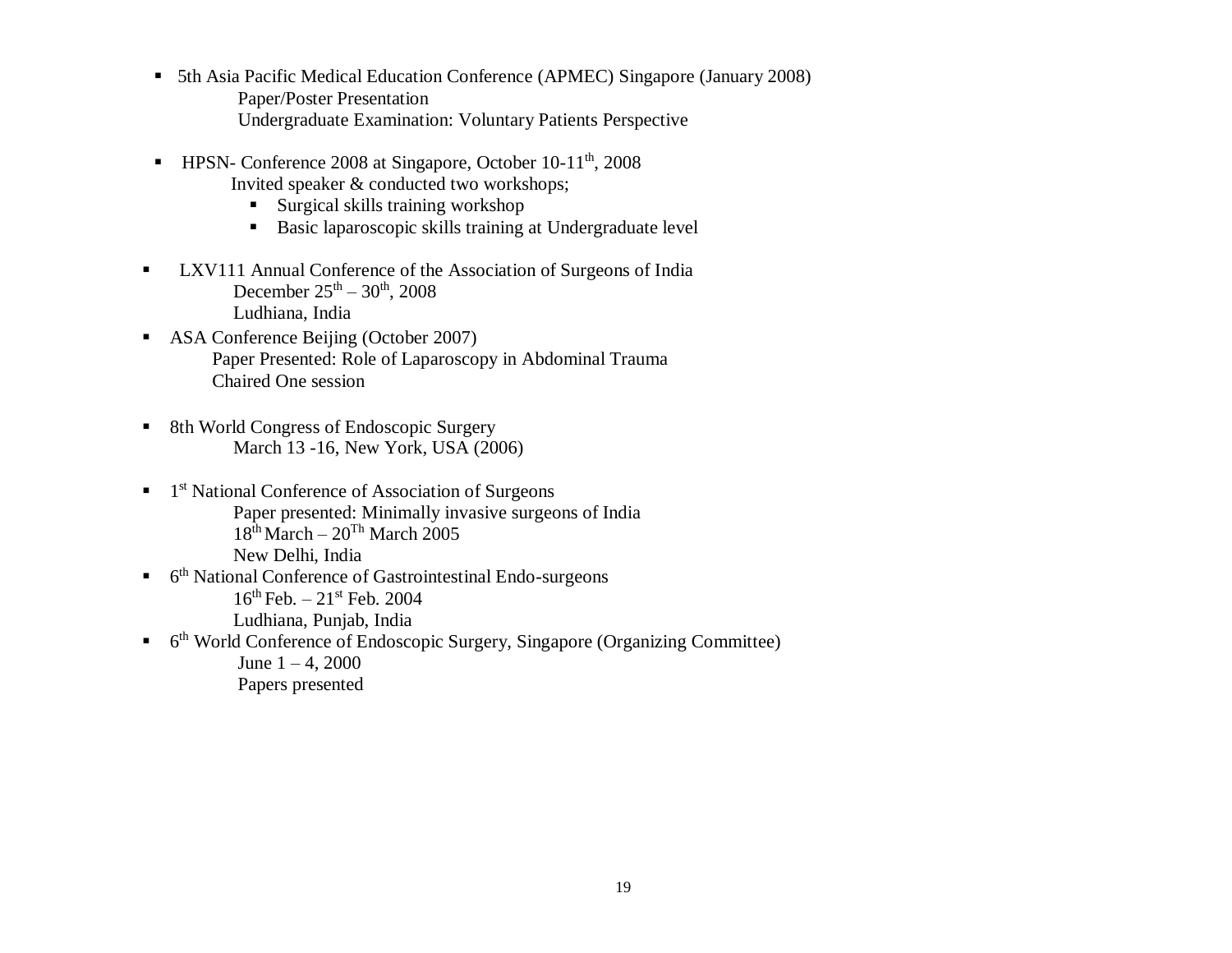- 5th Asia Pacific Medical Education Conference (APMEC) Singapore (January 2008)
  Paper/Poster Presentation
  Undergraduate Examination: Voluntary Patients Perspective

- HPSN- Conference 2008 at Singapore, October 10-11th, 2008
  Invited speaker & conducted two workshops;
  - Surgical skills training workshop
  - Basic laparoscopic skills training at Undergraduate level

- LXV111 Annual Conference of the Association of Surgeons of India
  December 25th – 30th, 2008
  Ludhiana, India
- ASA Conference Beijing (October 2007)
  Paper Presented: Role of Laparoscopy in Abdominal Trauma
  Chaired One session

- 8th World Congress of Endoscopic Surgery
  March 13 -16, New York, USA (2006)

- 1st National Conference of Association of Surgeons
  Paper presented: Minimally invasive surgeons of India
  18th March – 20Th March 2005
  New Delhi, India
- 6th National Conference of Gastrointestinal Endo-surgeons
  16th Feb. – 21st Feb. 2004
  Ludhiana, Punjab, India
- 6th World Conference of Endoscopic Surgery, Singapore (Organizing Committee)
  June 1 – 4, 2000
  Papers presented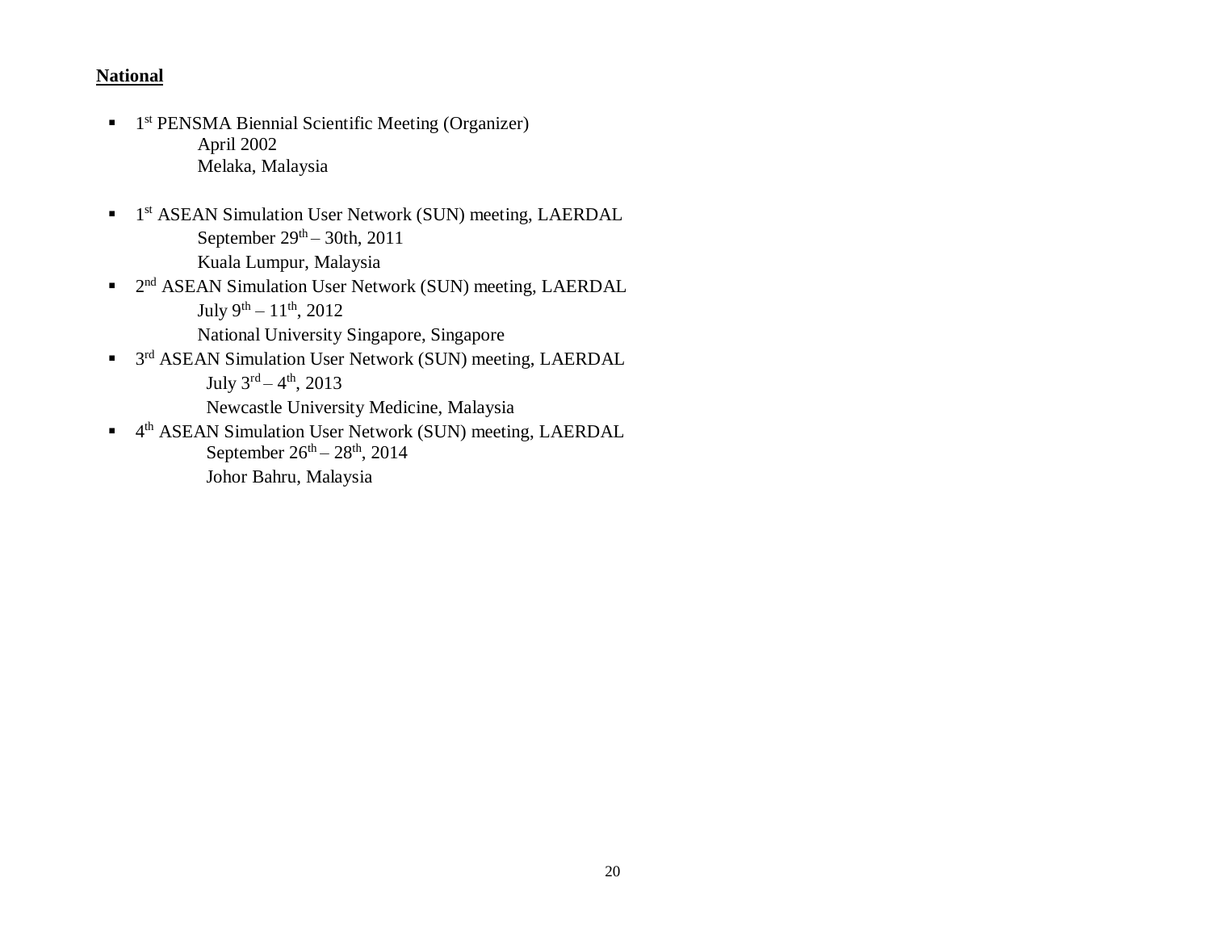**National**

- 1st PENSMA Biennial Scientific Meeting (Organizer)
  April 2002
  Melaka, Malaysia

- 1st ASEAN Simulation User Network (SUN) meeting, LAERDAL
  September 29th – 30th, 2011
  Kuala Lumpur, Malaysia
- 2nd ASEAN Simulation User Network (SUN) meeting, LAERDAL
  July 9th – 11th, 2012
  National University Singapore, Singapore
- 3rd ASEAN Simulation User Network (SUN) meeting, LAERDAL
  July 3rd – 4th, 2013
  Newcastle University Medicine, Malaysia
- 4th ASEAN Simulation User Network (SUN) meeting, LAERDAL
  September 26th – 28th, 2014
  Johor Bahru, Malaysia